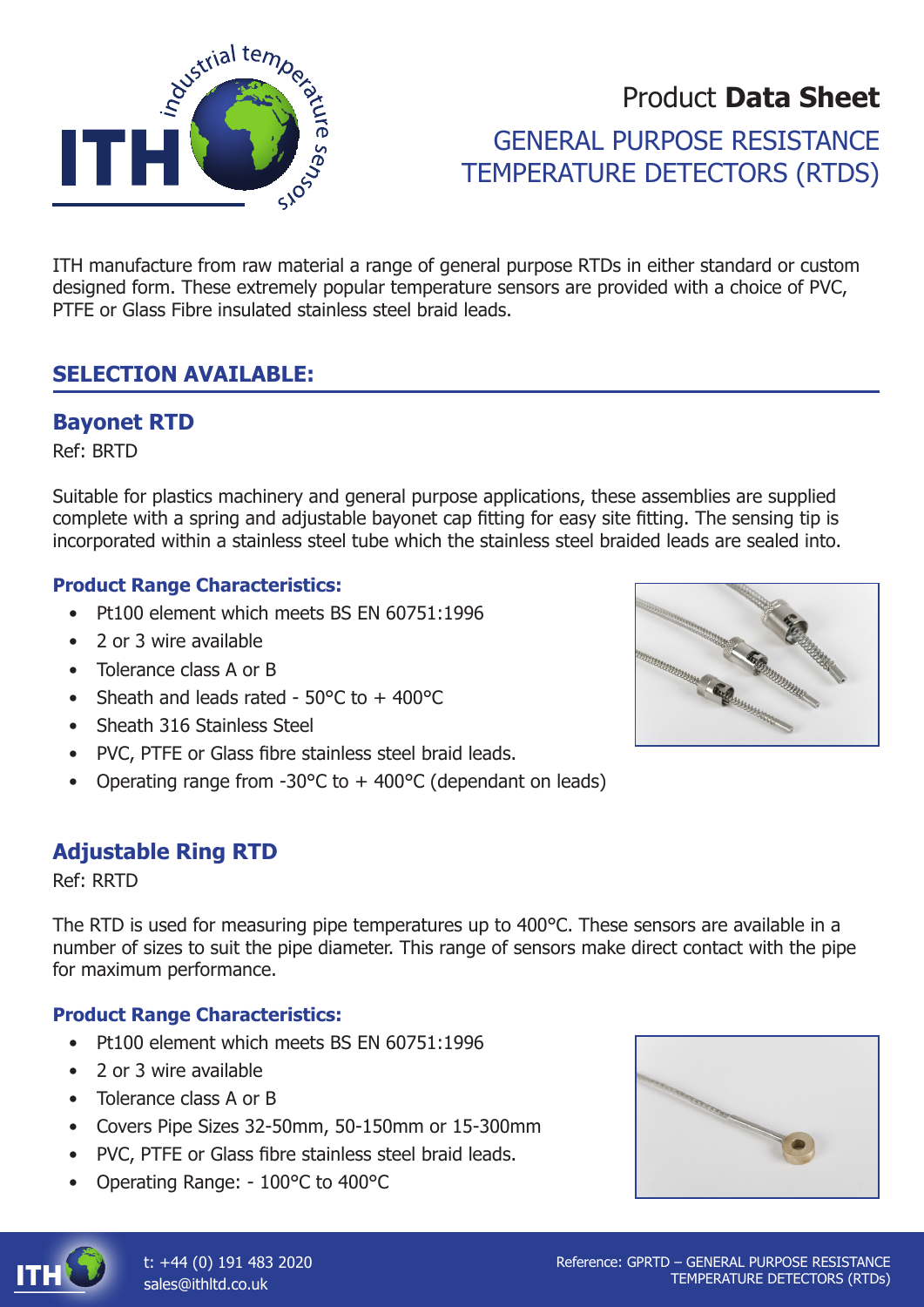# Product **Data Sheet**

## GENERAL PURPOSE RESISTANCE TEMPERATURE DETECTORS (RTDS)

ITH manufacture from raw material a range of general purpose RTDs in either standard or custom designed form. These extremely popular temperature sensors are provided with a choice of PVC, PTFE or Glass Fibre insulated stainless steel braid leads.

## SELECTION AVAILABLE:

### Bayonet RTD

Ref: BRTD

Suitable for plastics machinery and general purpose applications, these assemblies are supplied complete with a spring and adjustable bayonet cap fitting for easy site fitting. The sensing tip is incorporated within a stainless steel tube which the stainless steel braided leads are sealed into.

#### Product Range Characteristics:

- Pt100 element which meets BS EN 60751:1996
- 2 or 3 wire available
- Tolerance class A or B
- Sheath and leads rated - 50°C to + 400°C
- Sheath 316 Stainless Steel
- PVC, PTFE or Glass fibre stainless steel braid leads.
- Operating range from -30°C to + 400°C (dependant on leads)

### Adjustable Ring RTD

Ref: RRTD

The RTD is used for measuring pipe temperatures up to 400°C. These sensors are available in a number of sizes to suit the pipe diameter. This range of sensors make direct contact with the pipe for maximum performance.

#### Product Range Characteristics:

- Pt100 element which meets BS EN 60751:1996
- 2 or 3 wire available
- Tolerance class A or B
- Covers Pipe Sizes 32-50mm, 50-150mm or 15-300mm
- PVC, PTFE or Glass fibre stainless steel braid leads.
- Operating Range: - 100°C to 400°C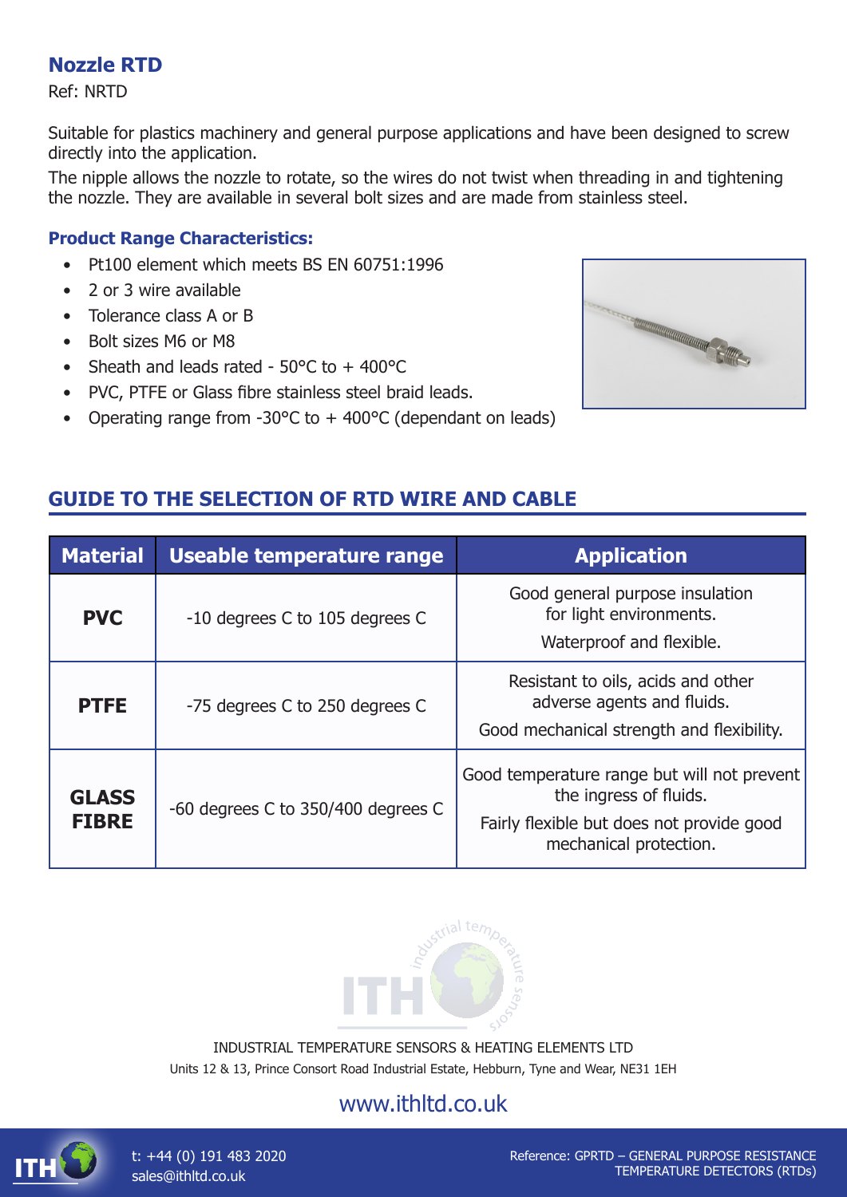## Nozzle RTD

Ref: NRTD

Suitable for plastics machinery and general purpose applications and have been designed to screw directly into the application.

The nipple allows the nozzle to rotate, so the wires do not twist when threading in and tightening the nozzle. They are available in several bolt sizes and are made from stainless steel.

### Product Range Characteristics:

- Pt100 element which meets BS EN 60751:1996
- 2 or 3 wire available
- Tolerance class A or B
- Bolt sizes M6 or M8
- Sheath and leads rated - 50°C to + 400°C
- PVC, PTFE or Glass fibre stainless steel braid leads.
- Operating range from -30°C to + 400°C (dependant on leads)

## GUIDE TO THE SELECTION OF RTD WIRE AND CABLE

| Material | Useable temperature range | Application |
|---|---|---|
| **PVC** | -10 degrees C to 105 degrees C | Good general purpose insulation for light environments. Waterproof and flexible. |
| **PTFE** | -75 degrees C to 250 degrees C | Resistant to oils, acids and other adverse agents and fluids. Good mechanical strength and flexibility. |
| **GLASS FIBRE** | -60 degrees C to 350/400 degrees C | Good temperature range but will not prevent the ingress of fluids. Fairly flexible but does not provide good mechanical protection. |

INDUSTRIAL TEMPERATURE SENSORS & HEATING ELEMENTS LTD

Units 12 & 13, Prince Consort Road Industrial Estate, Hebburn, Tyne and Wear, NE31 1EH

www.ithltd.co.uk

t: +44 (0) 191 483 2020
sales@ithltd.co.uk

Reference: GPRTD – GENERAL PURPOSE RESISTANCE TEMPERATURE DETECTORS (RTDs)